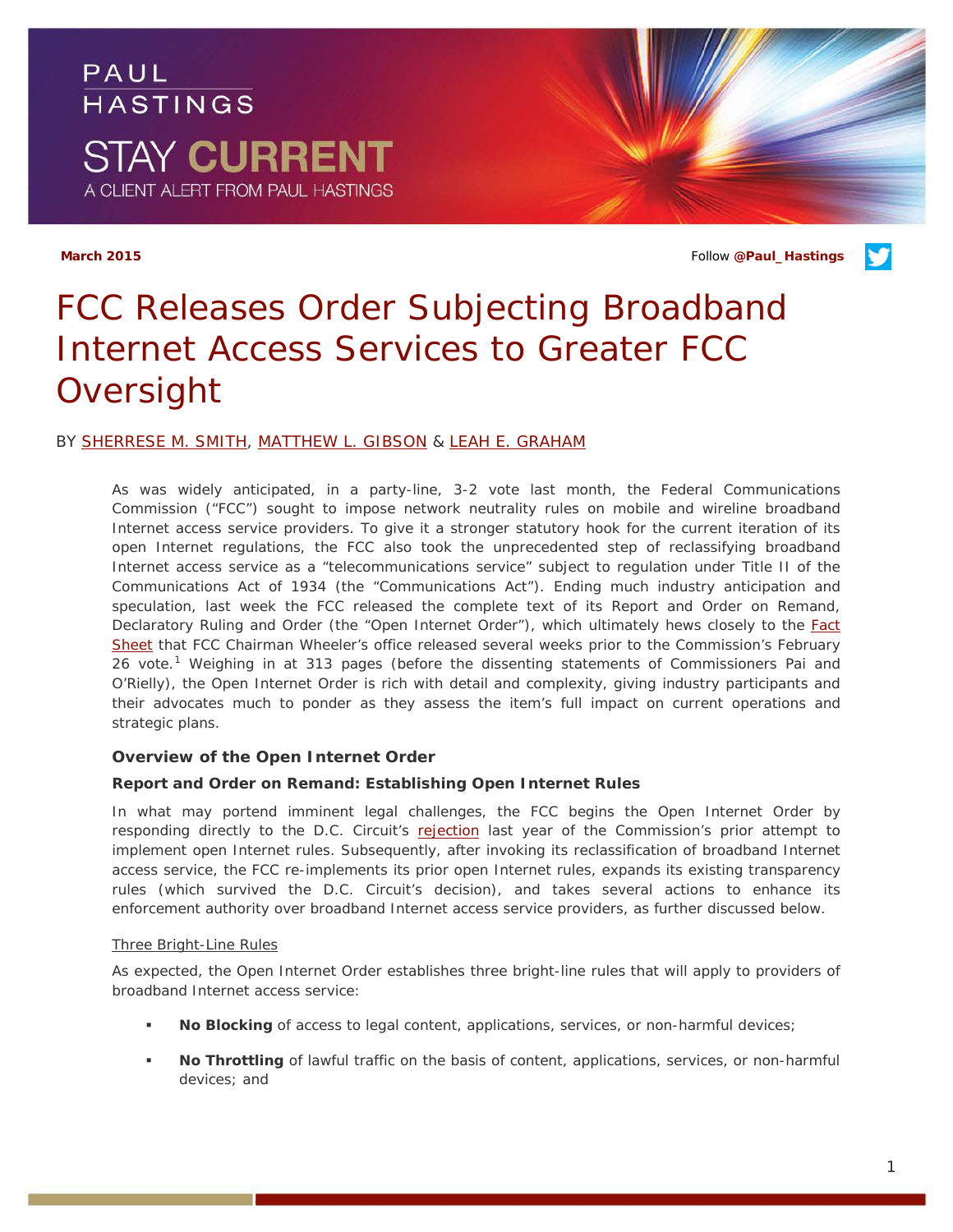PAUL HASTINGS

STAY CURRENT

A CLIENT ALERT FROM PAUL HASTINGS

**March 2015**

Follow **@Paul_Hastings**

# FCC Releases Order Subjecting Broadband Internet Access Services to Greater FCC Oversight

BY SHERRESE M. SMITH, MATTHEW L. GIBSON & LEAH E. GRAHAM

As was widely anticipated, in a party-line, 3-2 vote last month, the Federal Communications Commission ("FCC") sought to impose network neutrality rules on mobile and wireline broadband Internet access service providers. To give it a stronger statutory hook for the current iteration of its open Internet regulations, the FCC also took the unprecedented step of reclassifying broadband Internet access service as a "telecommunications service" subject to regulation under Title II of the Communications Act of 1934 (the "Communications Act"). Ending much industry anticipation and speculation, last week the FCC released the complete text of its Report and Order on Remand, Declaratory Ruling and Order (the "Open Internet Order"), which ultimately hews closely to the Fact Sheet that FCC Chairman Wheeler's office released several weeks prior to the Commission's February 26 vote.[1] Weighing in at 313 pages (before the dissenting statements of Commissioners Pai and O'Rielly), the Open Internet Order is rich with detail and complexity, giving industry participants and their advocates much to ponder as they assess the item's full impact on current operations and strategic plans.

### Overview of the Open Internet Order

#### Report and Order on Remand: Establishing Open Internet Rules

In what may portend imminent legal challenges, the FCC begins the Open Internet Order by responding directly to the D.C. Circuit's rejection last year of the Commission's prior attempt to implement open Internet rules. Subsequently, after invoking its reclassification of broadband Internet access service, the FCC re-implements its prior open Internet rules, expands its existing transparency rules (which survived the D.C. Circuit's decision), and takes several actions to enhance its enforcement authority over broadband Internet access service providers, as further discussed below.

Three Bright-Line Rules

As expected, the Open Internet Order establishes three bright-line rules that will apply to providers of broadband Internet access service:

- **No Blocking** of access to legal content, applications, services, or non-harmful devices;
- **No Throttling** of lawful traffic on the basis of content, applications, services, or non-harmful devices; and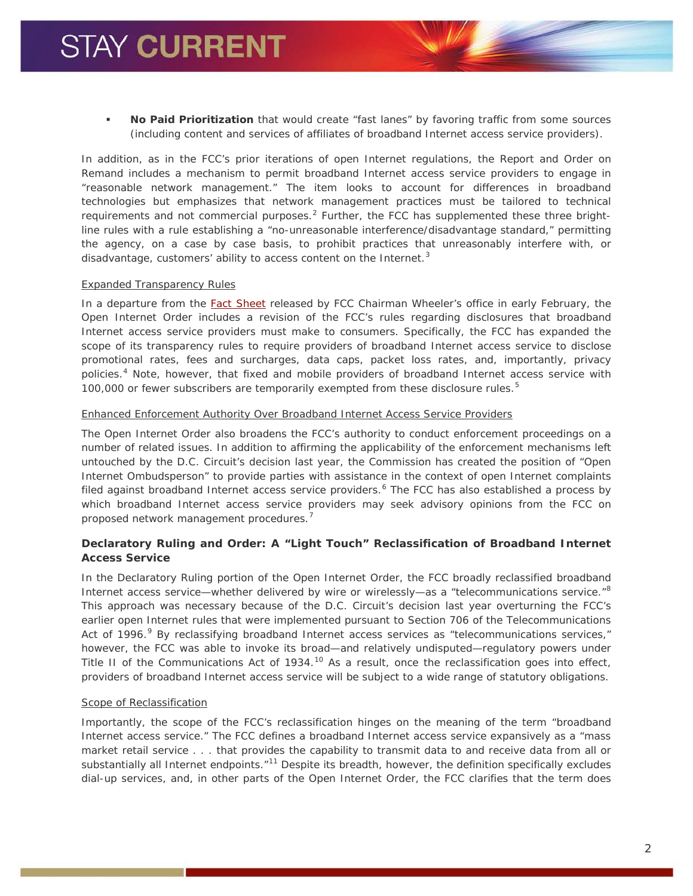- **No Paid Prioritization** that would create "fast lanes" by favoring traffic from some sources (including content and services of affiliates of broadband Internet access service providers).

In addition, as in the FCC's prior iterations of open Internet regulations, the Report and Order on Remand includes a mechanism to permit broadband Internet access service providers to engage in "reasonable network management." The item looks to account for differences in broadband technologies but emphasizes that network management practices must be tailored to technical requirements and not commercial purposes.[2] Further, the FCC has supplemented these three bright-line rules with a rule establishing a "no-unreasonable interference/disadvantage standard," permitting the agency, on a case by case basis, to prohibit practices that unreasonably interfere with, or disadvantage, customers' ability to access content on the Internet.[3]

Expanded Transparency Rules

In a departure from the Fact Sheet released by FCC Chairman Wheeler's office in early February, the Open Internet Order includes a revision of the FCC's rules regarding disclosures that broadband Internet access service providers must make to consumers. Specifically, the FCC has expanded the scope of its transparency rules to require providers of broadband Internet access service to disclose promotional rates, fees and surcharges, data caps, packet loss rates, and, importantly, privacy policies.[4] Note, however, that fixed and mobile providers of broadband Internet access service with 100,000 or fewer subscribers are temporarily exempted from these disclosure rules.[5]

Enhanced Enforcement Authority Over Broadband Internet Access Service Providers

The Open Internet Order also broadens the FCC's authority to conduct enforcement proceedings on a number of related issues. In addition to affirming the applicability of the enforcement mechanisms left untouched by the D.C. Circuit's decision last year, the Commission has created the position of "Open Internet Ombudsperson" to provide parties with assistance in the context of open Internet complaints filed against broadband Internet access service providers.[6] The FCC has also established a process by which broadband Internet access service providers may seek advisory opinions from the FCC on proposed network management procedures.[7]

### Declaratory Ruling and Order: A "Light Touch" Reclassification of Broadband Internet Access Service

In the Declaratory Ruling portion of the Open Internet Order, the FCC broadly reclassified broadband Internet access service—whether delivered by wire or wirelessly—as a "telecommunications service."[8] This approach was necessary because of the D.C. Circuit's decision last year overturning the FCC's earlier open Internet rules that were implemented pursuant to Section 706 of the Telecommunications Act of 1996.[9] By reclassifying broadband Internet access services as "telecommunications services," however, the FCC was able to invoke its broad—and relatively undisputed—regulatory powers under Title II of the Communications Act of 1934.[10] As a result, once the reclassification goes into effect, providers of broadband Internet access service will be subject to a wide range of statutory obligations.

Scope of Reclassification

Importantly, the scope of the FCC's reclassification hinges on the meaning of the term "broadband Internet access service." The FCC defines a broadband Internet access service expansively as a "mass market retail service . . . that provides the capability to transmit data to and receive data from all or substantially all Internet endpoints."[11] Despite its breadth, however, the definition specifically excludes dial-up services, and, in other parts of the Open Internet Order, the FCC clarifies that the term does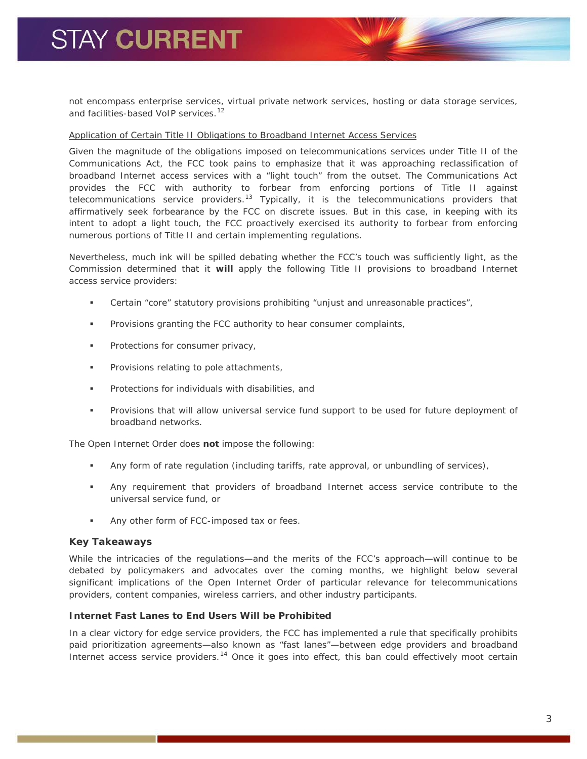not encompass enterprise services, virtual private network services, hosting or data storage services, and facilities-based VoIP services.[12]

Application of Certain Title II Obligations to Broadband Internet Access Services

Given the magnitude of the obligations imposed on telecommunications services under Title II of the Communications Act, the FCC took pains to emphasize that it was approaching reclassification of broadband Internet access services with a "light touch" from the outset. The Communications Act provides the FCC with authority to forbear from enforcing portions of Title II against telecommunications service providers.[13] Typically, it is the telecommunications providers that affirmatively seek forbearance by the FCC on discrete issues. But in this case, in keeping with its intent to adopt a light touch, the FCC proactively exercised its authority to forbear from enforcing numerous portions of Title II and certain implementing regulations.

Nevertheless, much ink will be spilled debating whether the FCC's touch was sufficiently light, as the Commission determined that it **will** apply the following Title II provisions to broadband Internet access service providers:

- Certain "core" statutory provisions prohibiting "unjust and unreasonable practices",
- Provisions granting the FCC authority to hear consumer complaints,
- Protections for consumer privacy,
- Provisions relating to pole attachments,
- Protections for individuals with disabilities, and
- Provisions that will allow universal service fund support to be used for future deployment of broadband networks.

The Open Internet Order does **not** impose the following:

- Any form of rate regulation (including tariffs, rate approval, or unbundling of services),
- Any requirement that providers of broadband Internet access service contribute to the universal service fund, or
- Any other form of FCC-imposed tax or fees.

### Key Takeaways

While the intricacies of the regulations—and the merits of the FCC's approach—will continue to be debated by policymakers and advocates over the coming months, we highlight below several significant implications of the Open Internet Order of particular relevance for telecommunications providers, content companies, wireless carriers, and other industry participants.

#### Internet Fast Lanes to End Users Will be Prohibited

In a clear victory for edge service providers, the FCC has implemented a rule that specifically prohibits paid prioritization agreements—also known as "fast lanes"—between edge providers and broadband Internet access service providers.[14] Once it goes into effect, this ban could effectively moot certain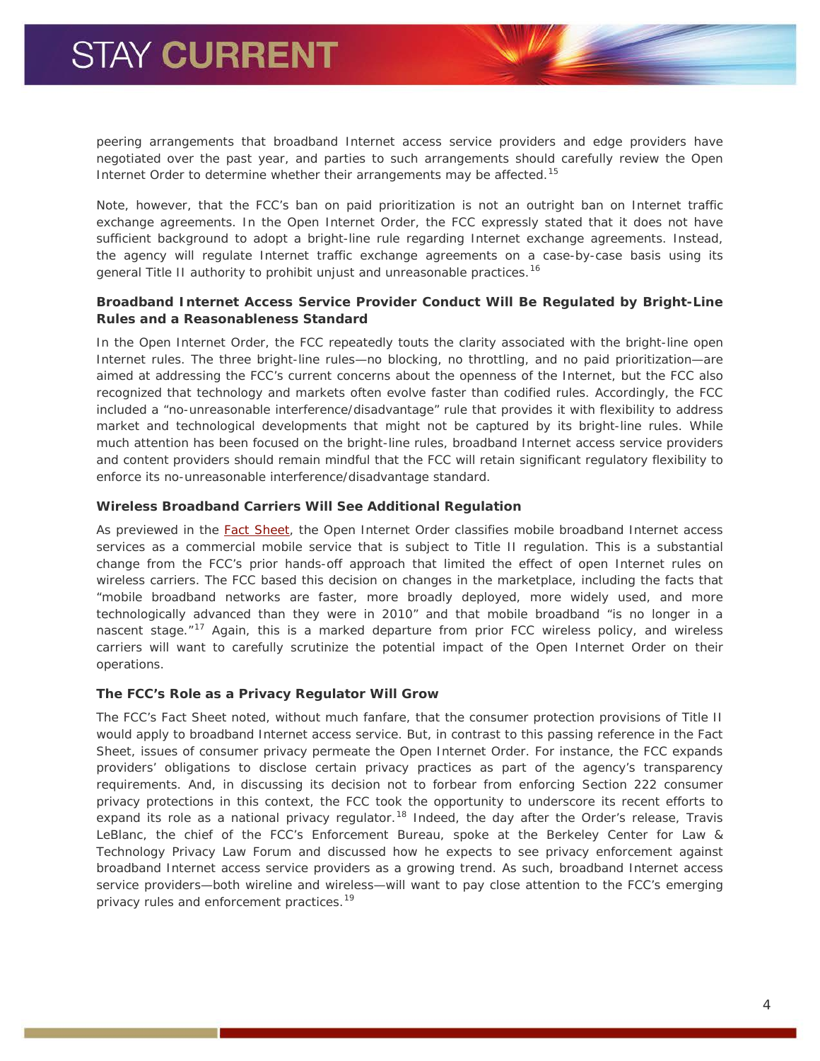peering arrangements that broadband Internet access service providers and edge providers have negotiated over the past year, and parties to such arrangements should carefully review the Open Internet Order to determine whether their arrangements may be affected.[15]

Note, however, that the FCC's ban on paid prioritization is not an outright ban on Internet traffic exchange agreements. In the Open Internet Order, the FCC expressly stated that it does not have sufficient background to adopt a bright-line rule regarding Internet exchange agreements. Instead, the agency will regulate Internet traffic exchange agreements on a case-by-case basis using its general Title II authority to prohibit unjust and unreasonable practices.[16]

### Broadband Internet Access Service Provider Conduct Will Be Regulated by Bright-Line Rules and a Reasonableness Standard

In the Open Internet Order, the FCC repeatedly touts the clarity associated with the bright-line open Internet rules. The three bright-line rules—no blocking, no throttling, and no paid prioritization—are aimed at addressing the FCC's current concerns about the openness of the Internet, but the FCC also recognized that technology and markets often evolve faster than codified rules. Accordingly, the FCC included a "no-unreasonable interference/disadvantage" rule that provides it with flexibility to address market and technological developments that might not be captured by its bright-line rules. While much attention has been focused on the bright-line rules, broadband Internet access service providers and content providers should remain mindful that the FCC will retain significant regulatory flexibility to enforce its no-unreasonable interference/disadvantage standard.

### Wireless Broadband Carriers Will See Additional Regulation

As previewed in the Fact Sheet, the Open Internet Order classifies mobile broadband Internet access services as a commercial mobile service that is subject to Title II regulation. This is a substantial change from the FCC's prior hands-off approach that limited the effect of open Internet rules on wireless carriers. The FCC based this decision on changes in the marketplace, including the facts that "mobile broadband networks are faster, more broadly deployed, more widely used, and more technologically advanced than they were in 2010" and that mobile broadband "is no longer in a nascent stage."[17] Again, this is a marked departure from prior FCC wireless policy, and wireless carriers will want to carefully scrutinize the potential impact of the Open Internet Order on their operations.

### The FCC's Role as a Privacy Regulator Will Grow

The FCC's Fact Sheet noted, without much fanfare, that the consumer protection provisions of Title II would apply to broadband Internet access service. But, in contrast to this passing reference in the Fact Sheet, issues of consumer privacy permeate the Open Internet Order. For instance, the FCC expands providers' obligations to disclose certain privacy practices as part of the agency's transparency requirements. And, in discussing its decision not to forbear from enforcing Section 222 consumer privacy protections in this context, the FCC took the opportunity to underscore its recent efforts to expand its role as a national privacy regulator.[18] Indeed, the day after the Order's release, Travis LeBlanc, the chief of the FCC's Enforcement Bureau, spoke at the Berkeley Center for Law & Technology Privacy Law Forum and discussed how he expects to see privacy enforcement against broadband Internet access service providers as a growing trend. As such, broadband Internet access service providers—both wireline and wireless—will want to pay close attention to the FCC's emerging privacy rules and enforcement practices.[19]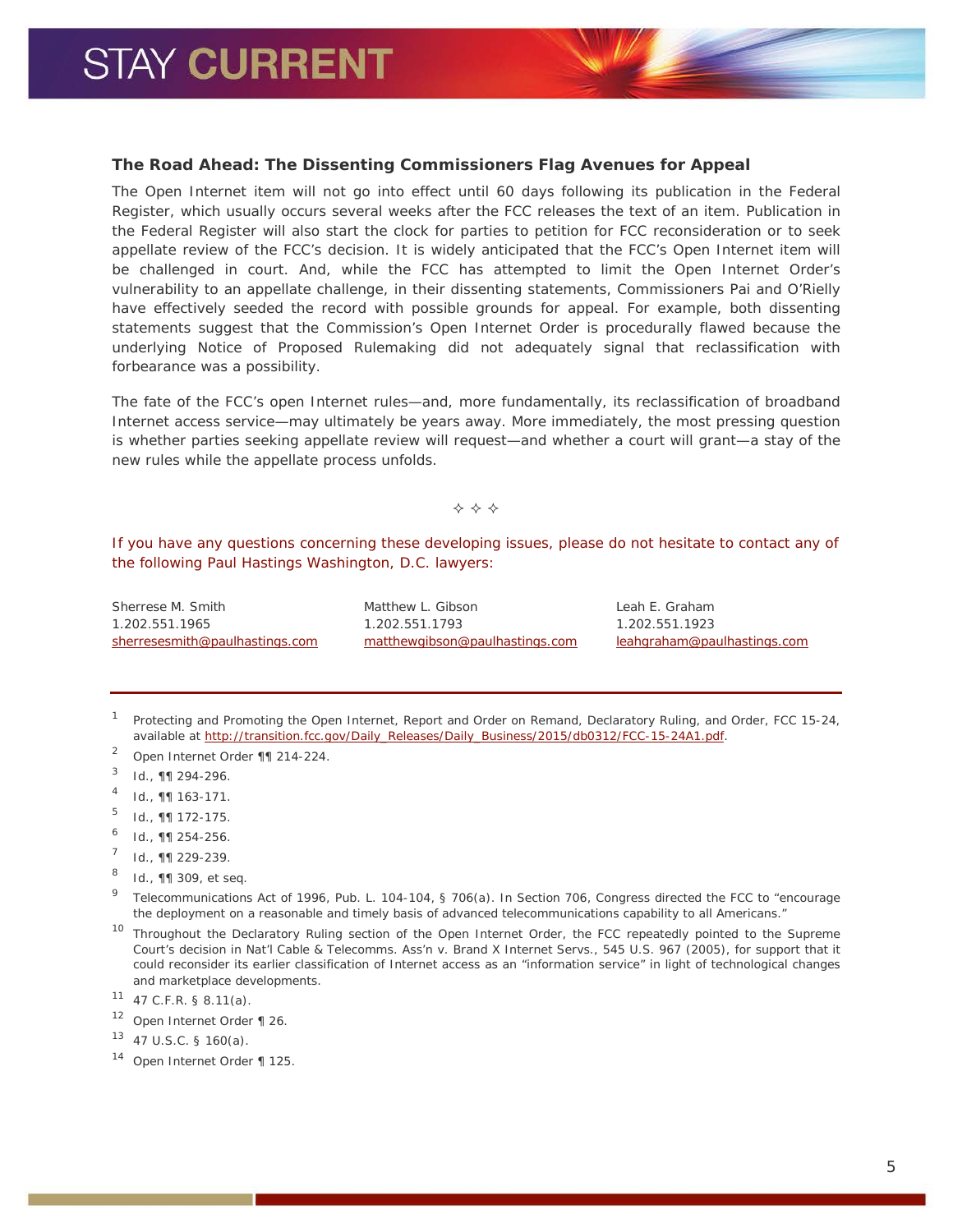### The Road Ahead: The Dissenting Commissioners Flag Avenues for Appeal

The Open Internet item will not go into effect until 60 days following its publication in the Federal Register, which usually occurs several weeks after the FCC releases the text of an item. Publication in the Federal Register will also start the clock for parties to petition for FCC reconsideration or to seek appellate review of the FCC's decision. It is widely anticipated that the FCC's Open Internet item will be challenged in court. And, while the FCC has attempted to limit the Open Internet Order's vulnerability to an appellate challenge, in their dissenting statements, Commissioners Pai and O'Rielly have effectively seeded the record with possible grounds for appeal. For example, both dissenting statements suggest that the Commission's Open Internet Order is procedurally flawed because the underlying Notice of Proposed Rulemaking did not adequately signal that reclassification with forbearance was a possibility.

The fate of the FCC's open Internet rules—and, more fundamentally, its reclassification of broadband Internet access service—may ultimately be years away. More immediately, the most pressing question is whether parties seeking appellate review will request—and whether a court will grant—a stay of the new rules while the appellate process unfolds.

✧ ✧ ✧

If you have any questions concerning these developing issues, please do not hesitate to contact any of the following Paul Hastings Washington, D.C. lawyers:

Sherrese M. Smith
1.202.551.1965
sherresesmith@paulhastings.com

Matthew L. Gibson
1.202.551.1793
matthewgibson@paulhastings.com

Leah E. Graham
1.202.551.1923
leahgraham@paulhastings.com

---

[1] Protecting and Promoting the Open Internet, Report and Order on Remand, Declaratory Ruling, and Order, FCC 15-24, available at http://transition.fcc.gov/Daily_Releases/Daily_Business/2015/db0312/FCC-15-24A1.pdf.

[2] Open Internet Order ¶¶ 214-224.

[3] Id., ¶¶ 294-296.

[4] Id., ¶¶ 163-171.

[5] Id., ¶¶ 172-175.

[6] Id., ¶¶ 254-256.

[7] Id., ¶¶ 229-239.

[8] Id., ¶¶ 309, et seq.

[9] Telecommunications Act of 1996, Pub. L. 104-104, § 706(a). In Section 706, Congress directed the FCC to "encourage the deployment on a reasonable and timely basis of advanced telecommunications capability to all Americans."

[10] Throughout the Declaratory Ruling section of the Open Internet Order, the FCC repeatedly pointed to the Supreme Court's decision in Nat'l Cable & Telecomms. Ass'n v. Brand X Internet Servs., 545 U.S. 967 (2005), for support that it could reconsider its earlier classification of Internet access as an "information service" in light of technological changes and marketplace developments.

[11] 47 C.F.R. § 8.11(a).

[12] Open Internet Order ¶ 26.

[13] 47 U.S.C. § 160(a).

[14] Open Internet Order ¶ 125.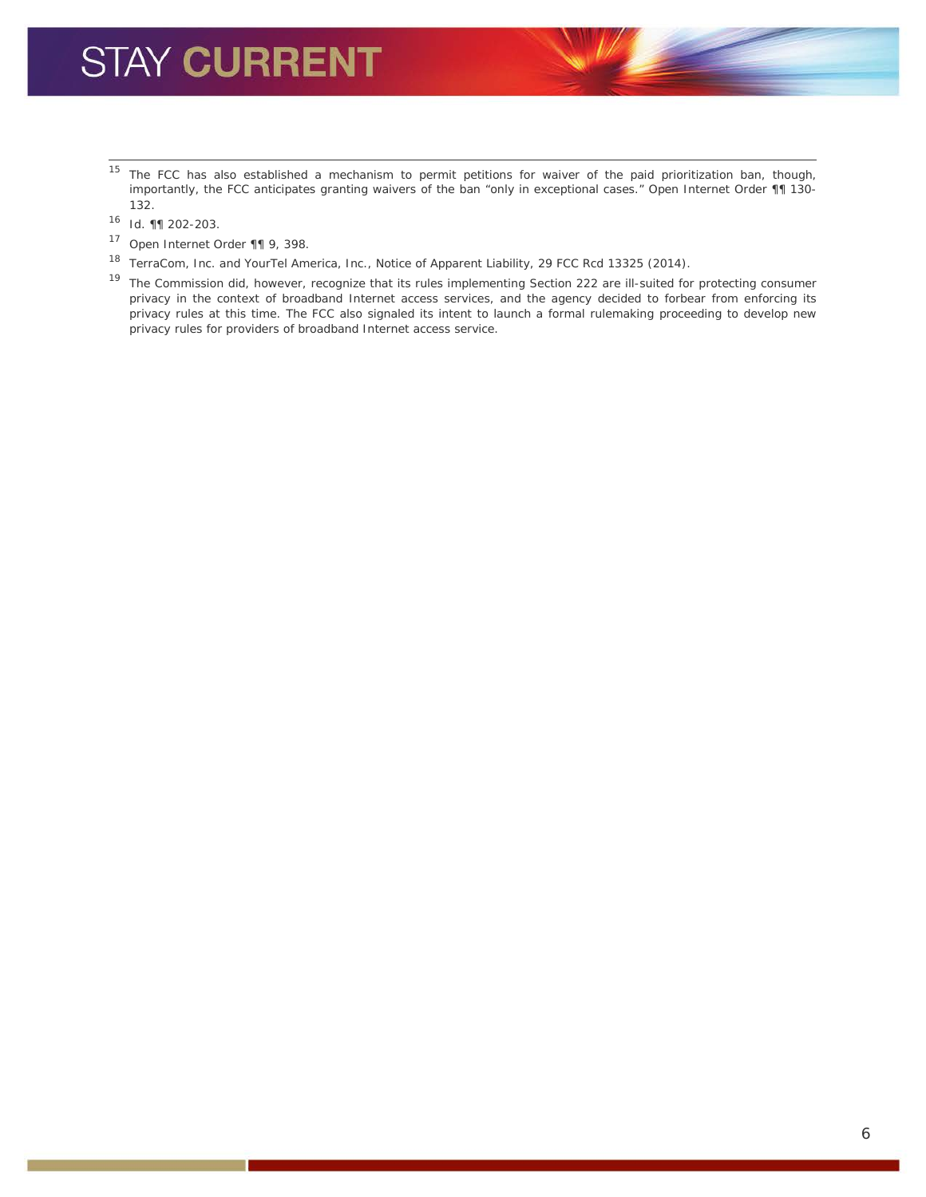[15] The FCC has also established a mechanism to permit petitions for waiver of the paid prioritization ban, though, importantly, the FCC anticipates granting waivers of the ban "only in exceptional cases." Open Internet Order ¶¶ 130-132.

[16] Id. ¶¶ 202-203.

[17] Open Internet Order ¶¶ 9, 398.

[18] TerraCom, Inc. and YourTel America, Inc., Notice of Apparent Liability, 29 FCC Rcd 13325 (2014).

[19] The Commission did, however, recognize that its rules implementing Section 222 are ill-suited for protecting consumer privacy in the context of broadband Internet access services, and the agency decided to forbear from enforcing its privacy rules at this time. The FCC also signaled its intent to launch a formal rulemaking proceeding to develop new privacy rules for providers of broadband Internet access service.